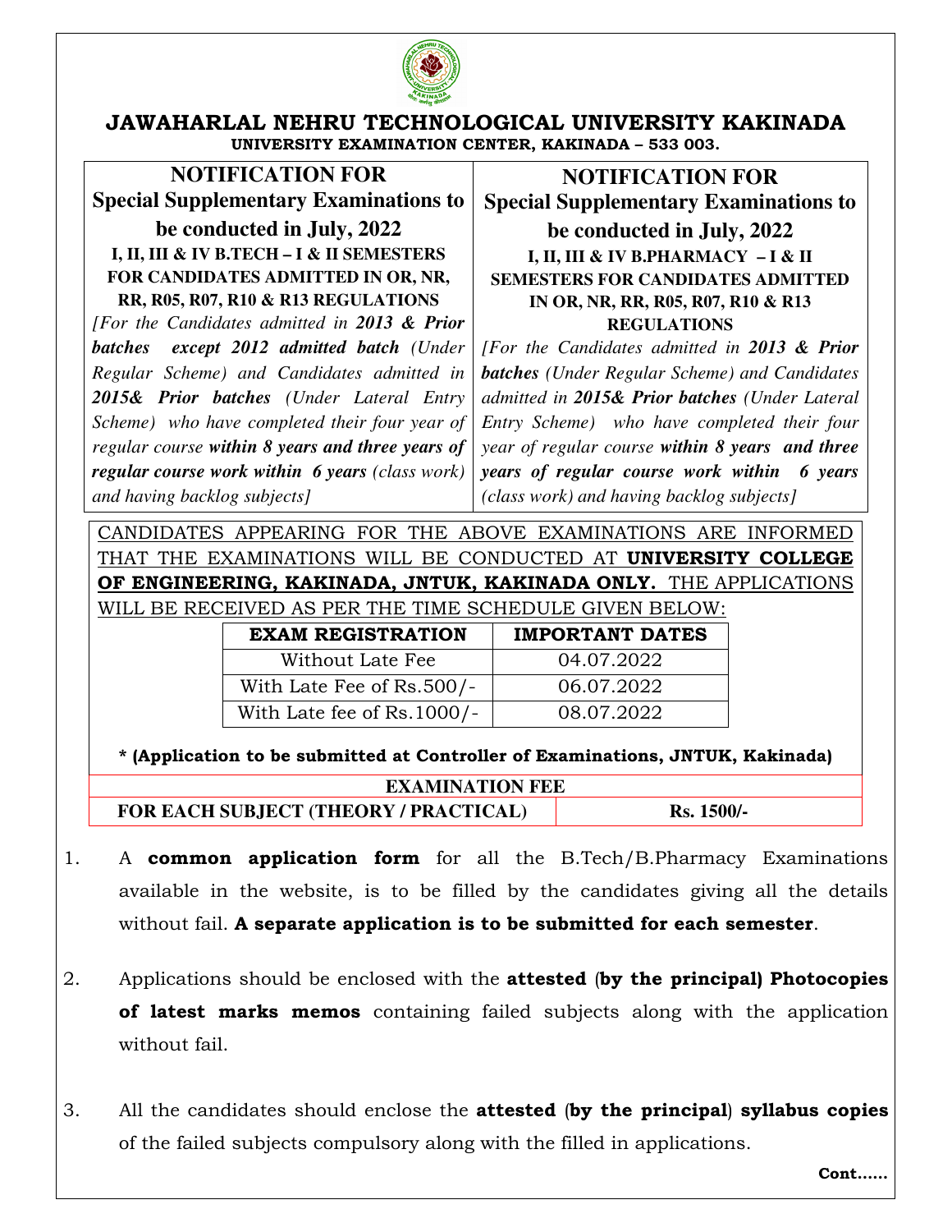# JAWAHARLAL NEHRU TECHNOLOGICAL UNIVERSITY KAKINADA

**UNIVERSITY EXAMINATION CENTER, KAKINADA – 533 003.**

## NOTIFICATION FOR Special Supplementary Examinations to be conducted in July, 2022

**I, II, III & IV B.TECH – I & II SEMESTERS FOR CANDIDATES ADMITTED IN OR, NR, RR, R05, R07, R10 & R13 REGULATIONS**

*[For the Candidates admitted in **2013 & Prior batches except 2012 admitted batch** (Under Regular Scheme) and Candidates admitted in **2015& Prior batches** (Under Lateral Entry Scheme) who have completed their four year of regular course **within 8 years and three years of regular course work within 6 years** (class work) and having backlog subjects]*

## NOTIFICATION FOR Special Supplementary Examinations to be conducted in July, 2022

**I, II, III & IV B.PHARMACY – I & II SEMESTERS FOR CANDIDATES ADMITTED IN OR, NR, RR, R05, R07, R10 & R13 REGULATIONS**

*[For the Candidates admitted in **2013 & Prior batches** (Under Regular Scheme) and Candidates admitted in **2015& Prior batches** (Under Lateral Entry Scheme) who have completed their four year of regular course **within 8 years and three years of regular course work within 6 years** (class work) and having backlog subjects]*

CANDIDATES APPEARING FOR THE ABOVE EXAMINATIONS ARE INFORMED THAT THE EXAMINATIONS WILL BE CONDUCTED AT **UNIVERSITY COLLEGE OF ENGINEERING, KAKINADA, JNTUK, KAKINADA ONLY.** THE APPLICATIONS WILL BE RECEIVED AS PER THE TIME SCHEDULE GIVEN BELOW:

| EXAM REGISTRATION | IMPORTANT DATES |
|---|---|
| Without Late Fee | 04.07.2022 |
| With Late Fee of Rs.500/- | 06.07.2022 |
| With Late fee of Rs.1000/- | 08.07.2022 |

**\* (Application to be submitted at Controller of Examinations, JNTUK, Kakinada)**

| EXAMINATION FEE | |
|---|---|
| FOR EACH SUBJECT (THEORY / PRACTICAL) | Rs. 1500/- |

1. A **common application form** for all the B.Tech/B.Pharmacy Examinations available in the website, is to be filled by the candidates giving all the details without fail. **A separate application is to be submitted for each semester**.

2. Applications should be enclosed with the **attested (by the principal) Photocopies of latest marks memos** containing failed subjects along with the application without fail.

3. All the candidates should enclose the **attested (by the principal) syllabus copies** of the failed subjects compulsory along with the filled in applications.

**Cont……**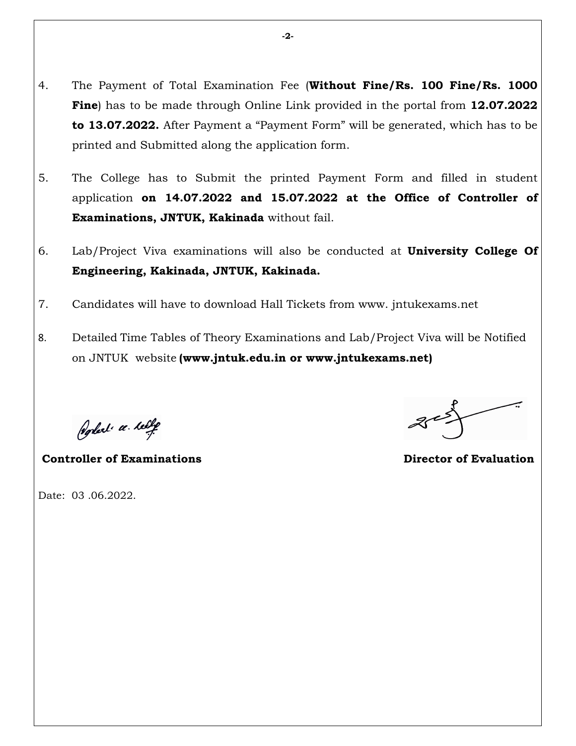4. The Payment of Total Examination Fee (**Without Fine/Rs. 100 Fine/Rs. 1000 Fine**) has to be made through Online Link provided in the portal from **12.07.2022 to 13.07.2022.** After Payment a "Payment Form" will be generated, which has to be printed and Submitted along the application form.

5. The College has to Submit the printed Payment Form and filled in student application **on 14.07.2022 and 15.07.2022 at the Office of Controller of Examinations, JNTUK, Kakinada** without fail.

6. Lab/Project Viva examinations will also be conducted at **University College Of Engineering, Kakinada, JNTUK, Kakinada.**

7. Candidates will have to download Hall Tickets from www. jntukexams.net

8. Detailed Time Tables of Theory Examinations and Lab/Project Viva will be Notified on JNTUK website **(www.jntuk.edu.in or www.jntukexams.net)**

**Controller of Examinations**

**Director of Evaluation**

Date: 03 .06.2022.